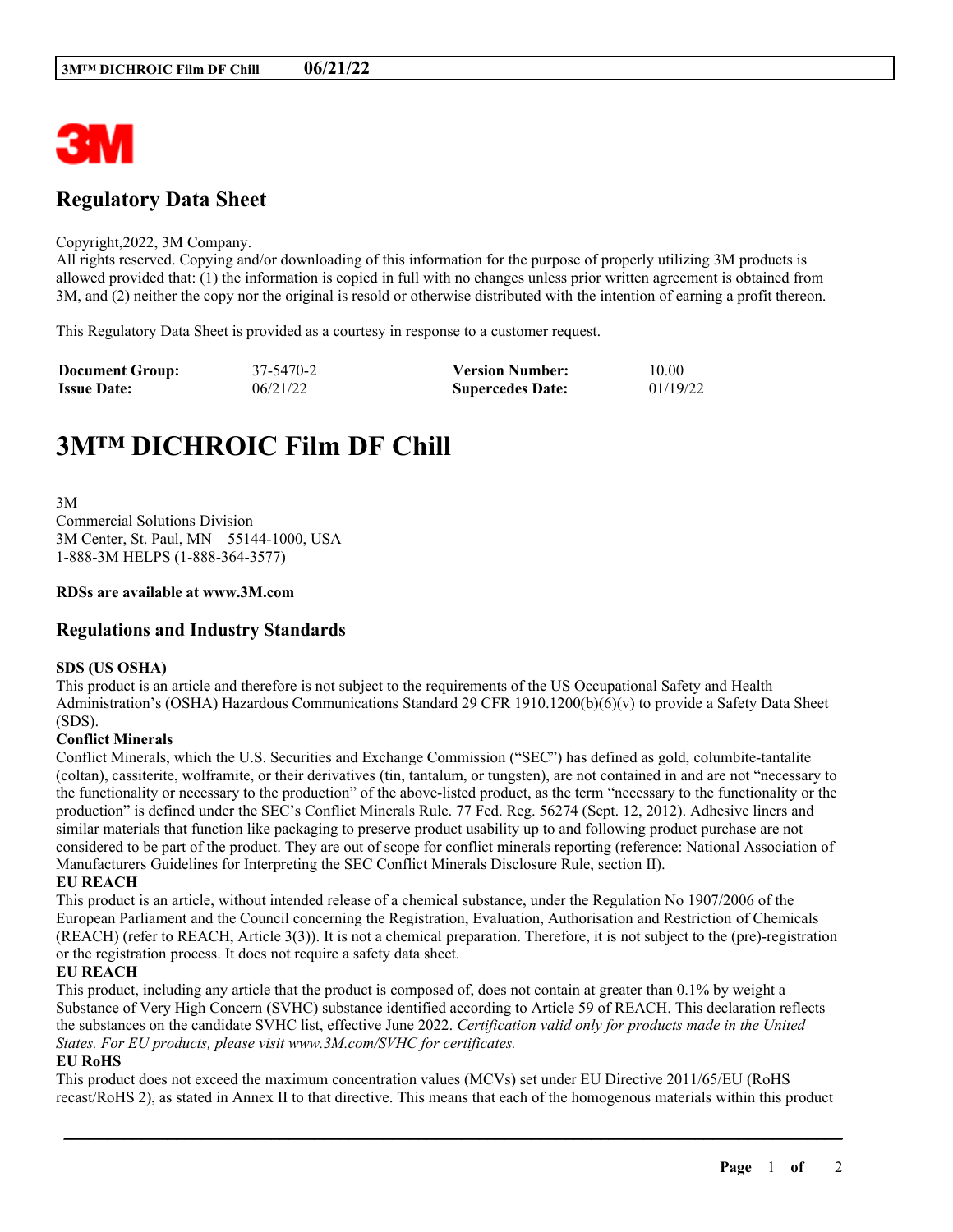## Regulatory Data Sheet

Copyright,2022, 3M Company.
All rights reserved. Copying and/or downloading of this information for the purpose of properly utilizing 3M products is allowed provided that: (1) the information is copied in full with no changes unless prior written agreement is obtained from 3M, and (2) neither the copy nor the original is resold or otherwise distributed with the intention of earning a profit thereon.

This Regulatory Data Sheet is provided as a courtesy in response to a customer request.

| | | | |
|---|---|---|---|
| **Document Group:** | 37-5470-2 | **Version Number:** | 10.00 |
| **Issue Date:** | 06/21/22 | **Supercedes Date:** | 01/19/22 |

# 3M™ DICHROIC Film DF Chill

3M
Commercial Solutions Division
3M Center, St. Paul, MN 55144-1000, USA
1-888-3M HELPS (1-888-364-3577)

**RDSs are available at www.3M.com**

## Regulations and Industry Standards

**SDS (US OSHA)**
This product is an article and therefore is not subject to the requirements of the US Occupational Safety and Health Administration's (OSHA) Hazardous Communications Standard 29 CFR 1910.1200(b)(6)(v) to provide a Safety Data Sheet (SDS).

**Conflict Minerals**
Conflict Minerals, which the U.S. Securities and Exchange Commission ("SEC") has defined as gold, columbite-tantalite (coltan), cassiterite, wolframite, or their derivatives (tin, tantalum, or tungsten), are not contained in and are not "necessary to the functionality or necessary to the production" of the above-listed product, as the term "necessary to the functionality or the production" is defined under the SEC's Conflict Minerals Rule. 77 Fed. Reg. 56274 (Sept. 12, 2012). Adhesive liners and similar materials that function like packaging to preserve product usability up to and following product purchase are not considered to be part of the product. They are out of scope for conflict minerals reporting (reference: National Association of Manufacturers Guidelines for Interpreting the SEC Conflict Minerals Disclosure Rule, section II).

**EU REACH**
This product is an article, without intended release of a chemical substance, under the Regulation No 1907/2006 of the European Parliament and the Council concerning the Registration, Evaluation, Authorisation and Restriction of Chemicals (REACH) (refer to REACH, Article 3(3)). It is not a chemical preparation. Therefore, it is not subject to the (pre)-registration or the registration process. It does not require a safety data sheet.

**EU REACH**
This product, including any article that the product is composed of, does not contain at greater than 0.1% by weight a Substance of Very High Concern (SVHC) substance identified according to Article 59 of REACH. This declaration reflects the substances on the candidate SVHC list, effective June 2022. *Certification valid only for products made in the United States. For EU products, please visit www.3M.com/SVHC for certificates.*

**EU RoHS**
This product does not exceed the maximum concentration values (MCVs) set under EU Directive 2011/65/EU (RoHS recast/RoHS 2), as stated in Annex II to that directive. This means that each of the homogenous materials within this product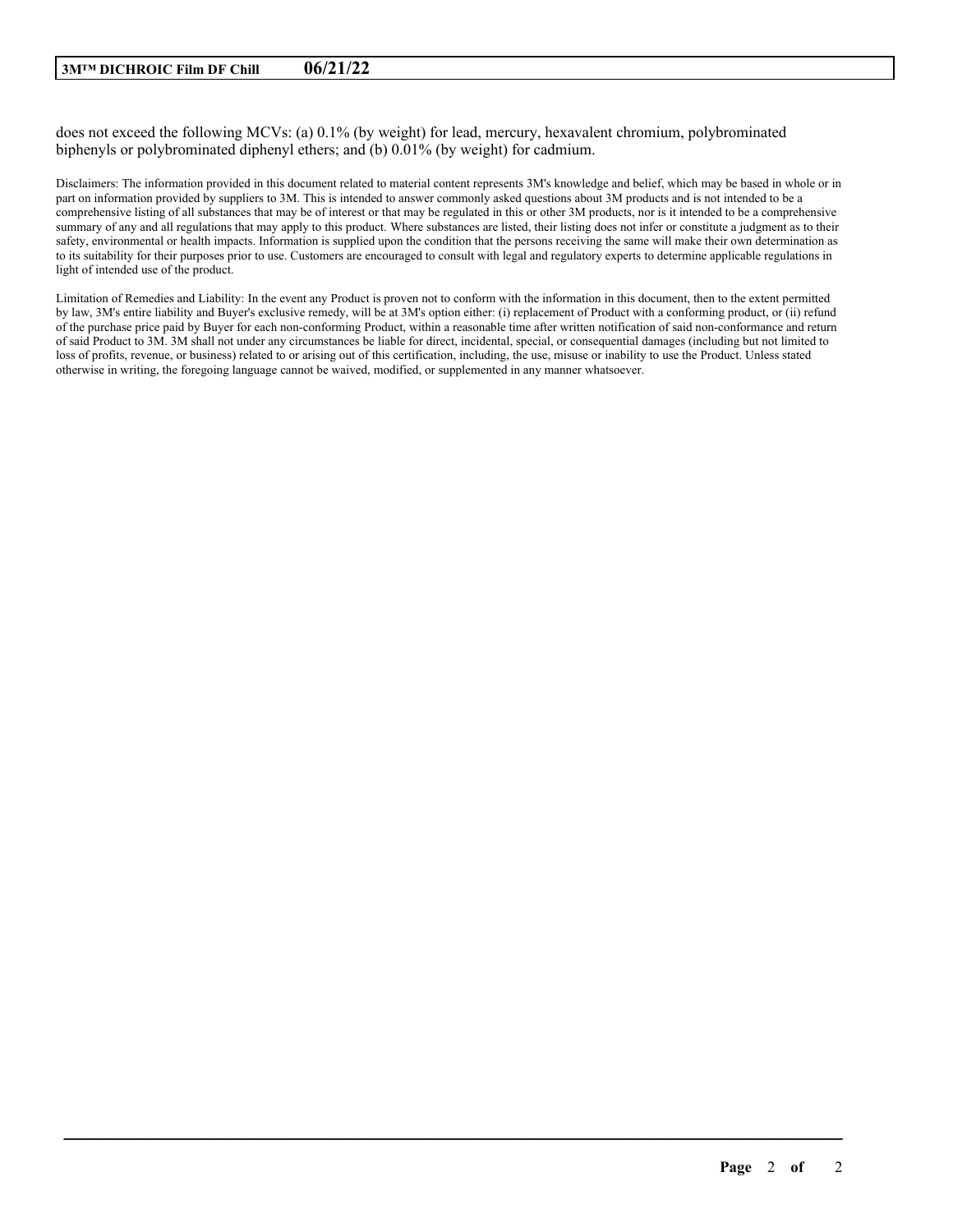does not exceed the following MCVs: (a) 0.1% (by weight) for lead, mercury, hexavalent chromium, polybrominated biphenyls or polybrominated diphenyl ethers; and (b) 0.01% (by weight) for cadmium.

Disclaimers: The information provided in this document related to material content represents 3M's knowledge and belief, which may be based in whole or in part on information provided by suppliers to 3M. This is intended to answer commonly asked questions about 3M products and is not intended to be a comprehensive listing of all substances that may be of interest or that may be regulated in this or other 3M products, nor is it intended to be a comprehensive summary of any and all regulations that may apply to this product. Where substances are listed, their listing does not infer or constitute a judgment as to their safety, environmental or health impacts. Information is supplied upon the condition that the persons receiving the same will make their own determination as to its suitability for their purposes prior to use. Customers are encouraged to consult with legal and regulatory experts to determine applicable regulations in light of intended use of the product.

Limitation of Remedies and Liability: In the event any Product is proven not to conform with the information in this document, then to the extent permitted by law, 3M's entire liability and Buyer's exclusive remedy, will be at 3M's option either: (i) replacement of Product with a conforming product, or (ii) refund of the purchase price paid by Buyer for each non-conforming Product, within a reasonable time after written notification of said non-conformance and return of said Product to 3M. 3M shall not under any circumstances be liable for direct, incidental, special, or consequential damages (including but not limited to loss of profits, revenue, or business) related to or arising out of this certification, including, the use, misuse or inability to use the Product. Unless stated otherwise in writing, the foregoing language cannot be waived, modified, or supplemented in any manner whatsoever.